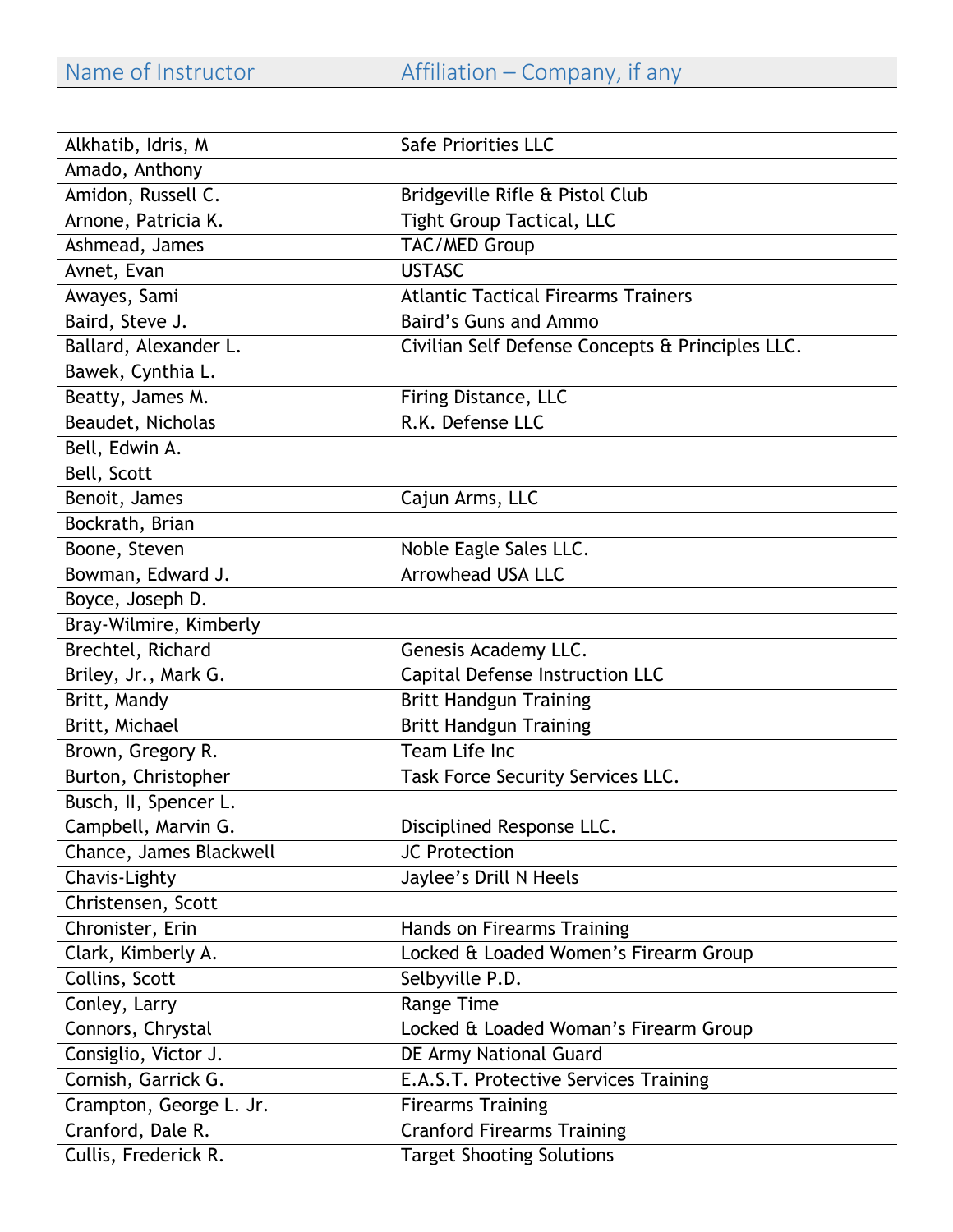| Name of Instructor | Affiliation – Company, if any |
|---|---|
| Alkhatib, Idris, M | Safe Priorities LLC |
| Amado, Anthony | |
| Amidon, Russell C. | Bridgeville Rifle & Pistol Club |
| Arnone, Patricia K. | Tight Group Tactical, LLC |
| Ashmead, James | TAC/MED Group |
| Avnet, Evan | USTASC |
| Awayes, Sami | Atlantic Tactical Firearms Trainers |
| Baird, Steve J. | Baird's Guns and Ammo |
| Ballard, Alexander L. | Civilian Self Defense Concepts & Principles LLC. |
| Bawek, Cynthia L. | |
| Beatty, James M. | Firing Distance, LLC |
| Beaudet, Nicholas | R.K. Defense LLC |
| Bell, Edwin A. | |
| Bell, Scott | |
| Benoit, James | Cajun Arms, LLC |
| Bockrath, Brian | |
| Boone, Steven | Noble Eagle Sales LLC. |
| Bowman, Edward J. | Arrowhead USA LLC |
| Boyce, Joseph D. | |
| Bray-Wilmire, Kimberly | |
| Brechtel, Richard | Genesis Academy LLC. |
| Briley, Jr., Mark G. | Capital Defense Instruction LLC |
| Britt, Mandy | Britt Handgun Training |
| Britt, Michael | Britt Handgun Training |
| Brown, Gregory R. | Team Life Inc |
| Burton, Christopher | Task Force Security Services LLC. |
| Busch, II, Spencer L. | |
| Campbell, Marvin G. | Disciplined Response LLC. |
| Chance, James Blackwell | JC Protection |
| Chavis-Lighty | Jaylee's Drill N Heels |
| Christensen, Scott | |
| Chronister, Erin | Hands on Firearms Training |
| Clark, Kimberly A. | Locked & Loaded Women's Firearm Group |
| Collins, Scott | Selbyville P.D. |
| Conley, Larry | Range Time |
| Connors, Chrystal | Locked & Loaded Woman's Firearm Group |
| Consiglio, Victor J. | DE Army National Guard |
| Cornish, Garrick G. | E.A.S.T. Protective Services Training |
| Crampton, George L. Jr. | Firearms Training |
| Cranford, Dale R. | Cranford Firearms Training |
| Cullis, Frederick R. | Target Shooting Solutions |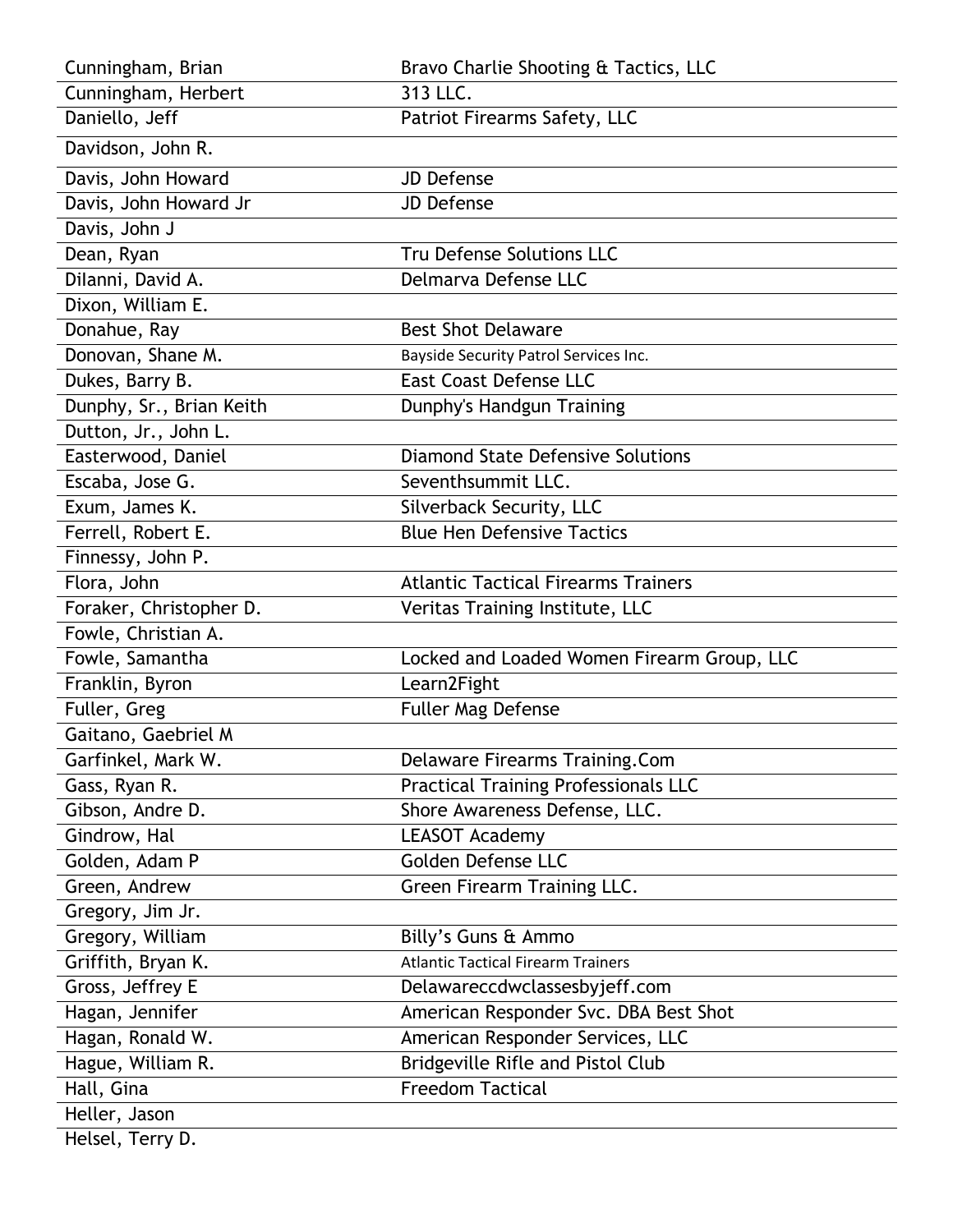| | |
|---|---|
| Cunningham, Brian | Bravo Charlie Shooting & Tactics, LLC |
| Cunningham, Herbert | 313 LLC. |
| Daniello, Jeff | Patriot Firearms Safety, LLC |
| Davidson, John R. | |
| Davis, John Howard | JD Defense |
| Davis, John Howard Jr | JD Defense |
| Davis, John J | |
| Dean, Ryan | Tru Defense Solutions LLC |
| DiIanni, David A. | Delmarva Defense LLC |
| Dixon, William E. | |
| Donahue, Ray | Best Shot Delaware |
| Donovan, Shane M. | Bayside Security Patrol Services Inc. |
| Dukes, Barry B. | East Coast Defense LLC |
| Dunphy, Sr., Brian Keith | Dunphy's Handgun Training |
| Dutton, Jr., John L. | |
| Easterwood, Daniel | Diamond State Defensive Solutions |
| Escaba, Jose G. | Seventhsummit LLC. |
| Exum, James K. | Silverback Security, LLC |
| Ferrell, Robert E. | Blue Hen Defensive Tactics |
| Finnessy, John P. | |
| Flora, John | Atlantic Tactical Firearms Trainers |
| Foraker, Christopher D. | Veritas Training Institute, LLC |
| Fowle, Christian A. | |
| Fowle, Samantha | Locked and Loaded Women Firearm Group, LLC |
| Franklin, Byron | Learn2Fight |
| Fuller, Greg | Fuller Mag Defense |
| Gaitano, Gaebriel M | |
| Garfinkel, Mark W. | Delaware Firearms Training.Com |
| Gass, Ryan R. | Practical Training Professionals LLC |
| Gibson, Andre D. | Shore Awareness Defense, LLC. |
| Gindrow, Hal | LEASOT Academy |
| Golden, Adam P | Golden Defense LLC |
| Green, Andrew | Green Firearm Training LLC. |
| Gregory, Jim Jr. | |
| Gregory, William | Billy's Guns & Ammo |
| Griffith, Bryan K. | Atlantic Tactical Firearm Trainers |
| Gross, Jeffrey E | Delawareccdwclassesbyjeff.com |
| Hagan, Jennifer | American Responder Svc. DBA Best Shot |
| Hagan, Ronald W. | American Responder Services, LLC |
| Hague, William R. | Bridgeville Rifle and Pistol Club |
| Hall, Gina | Freedom Tactical |
| Heller, Jason | |
| Helsel, Terry D. | |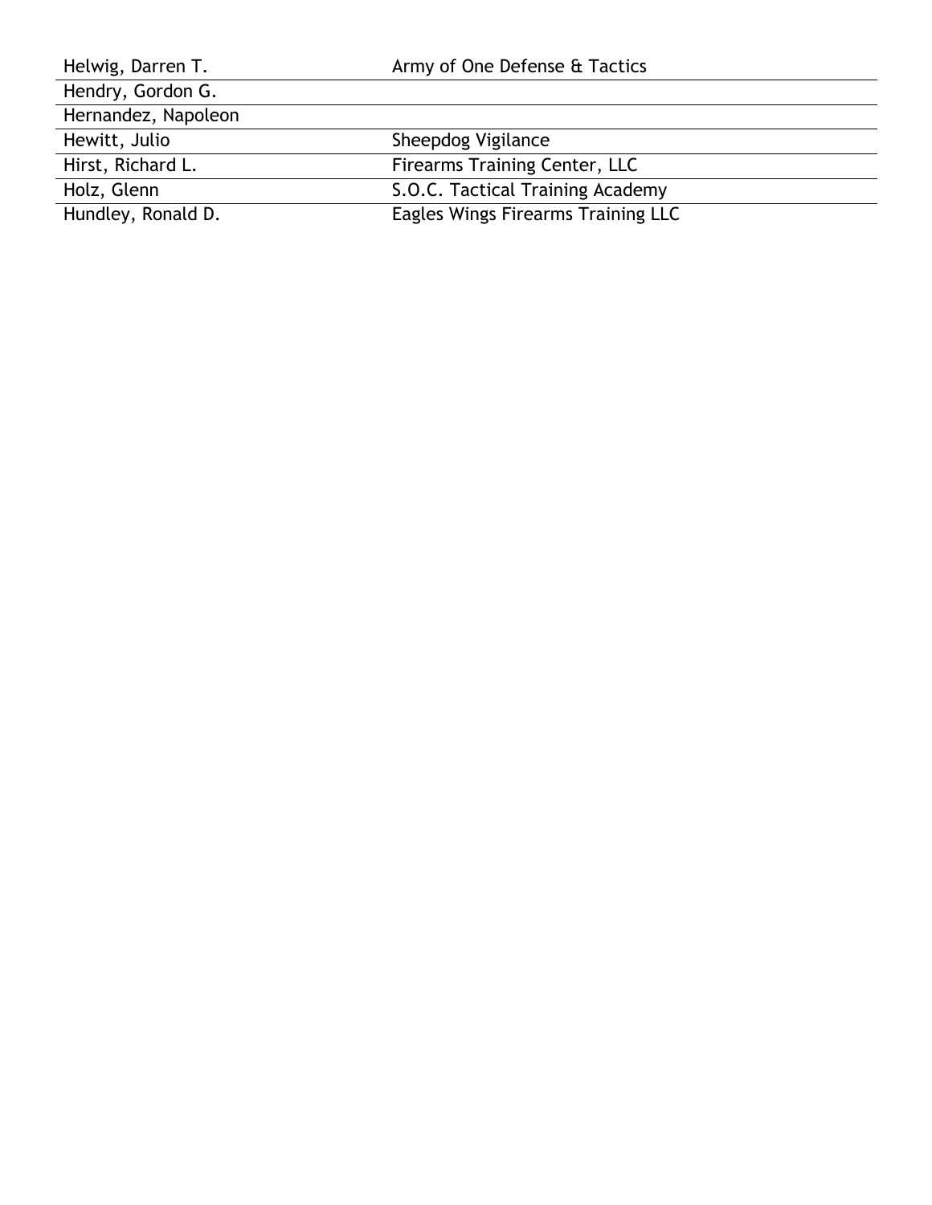| | |
|---|---|
| Helwig, Darren T. | Army of One Defense & Tactics |
| Hendry, Gordon G. | |
| Hernandez, Napoleon | |
| Hewitt, Julio | Sheepdog Vigilance |
| Hirst, Richard L. | Firearms Training Center, LLC |
| Holz, Glenn | S.O.C. Tactical Training Academy |
| Hundley, Ronald D. | Eagles Wings Firearms Training LLC |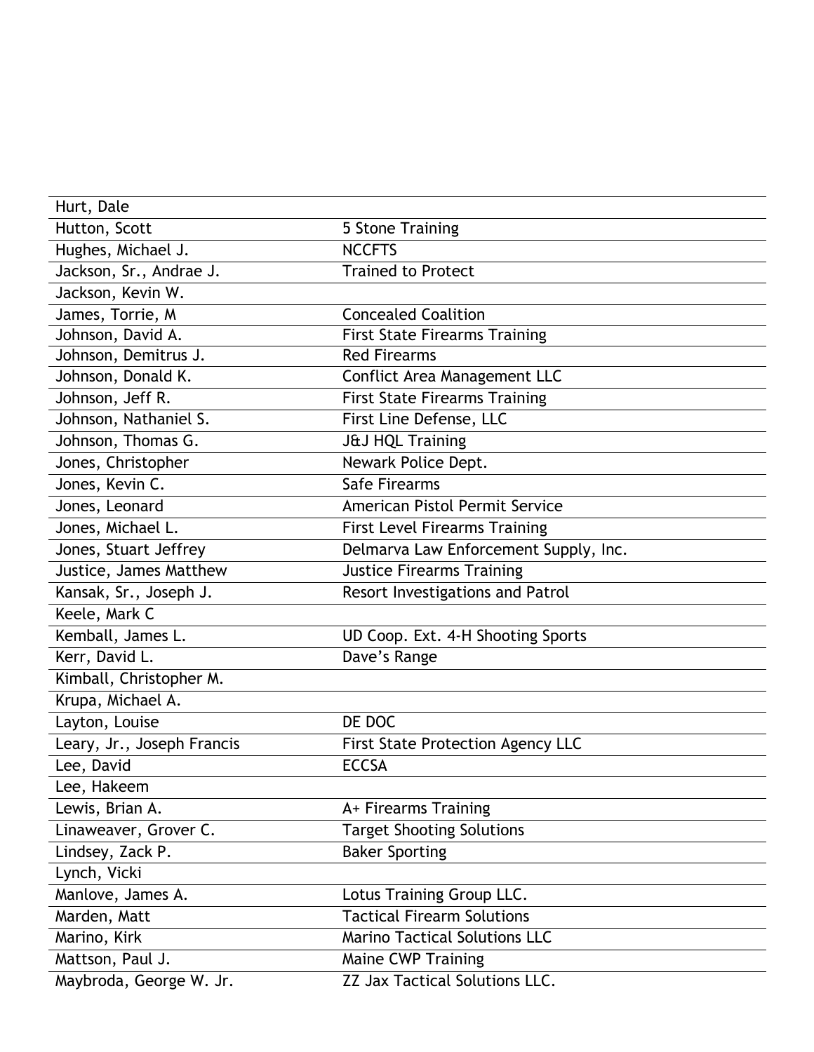| | |
|---|---|
| Hurt, Dale | |
| Hutton, Scott | 5 Stone Training |
| Hughes, Michael J. | NCCFTS |
| Jackson, Sr., Andrae J. | Trained to Protect |
| Jackson, Kevin W. | |
| James, Torrie, M | Concealed Coalition |
| Johnson, David A. | First State Firearms Training |
| Johnson, Demitrus J. | Red Firearms |
| Johnson, Donald K. | Conflict Area Management LLC |
| Johnson, Jeff R. | First State Firearms Training |
| Johnson, Nathaniel S. | First Line Defense, LLC |
| Johnson, Thomas G. | J&J HQL Training |
| Jones, Christopher | Newark Police Dept. |
| Jones, Kevin C. | Safe Firearms |
| Jones, Leonard | American Pistol Permit Service |
| Jones, Michael L. | First Level Firearms Training |
| Jones, Stuart Jeffrey | Delmarva Law Enforcement Supply, Inc. |
| Justice, James Matthew | Justice Firearms Training |
| Kansak, Sr., Joseph J. | Resort Investigations and Patrol |
| Keele, Mark C | |
| Kemball, James L. | UD Coop. Ext. 4-H Shooting Sports |
| Kerr, David L. | Dave's Range |
| Kimball, Christopher M. | |
| Krupa, Michael A. | |
| Layton, Louise | DE DOC |
| Leary, Jr., Joseph Francis | First State Protection Agency LLC |
| Lee, David | ECCSA |
| Lee, Hakeem | |
| Lewis, Brian A. | A+ Firearms Training |
| Linaweaver, Grover C. | Target Shooting Solutions |
| Lindsey, Zack P. | Baker Sporting |
| Lynch, Vicki | |
| Manlove, James A. | Lotus Training Group LLC. |
| Marden, Matt | Tactical Firearm Solutions |
| Marino, Kirk | Marino Tactical Solutions LLC |
| Mattson, Paul J. | Maine CWP Training |
| Maybroda, George W. Jr. | ZZ Jax Tactical Solutions LLC. |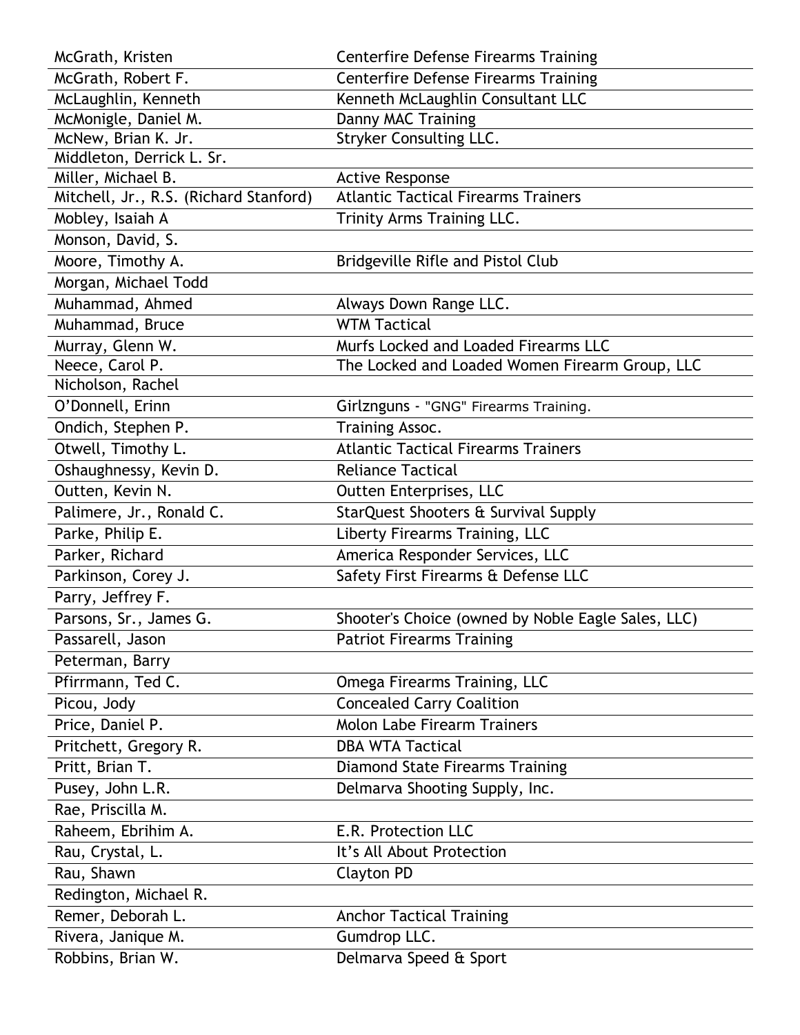| McGrath, Kristen | Centerfire Defense Firearms Training |
|---|---|
| McGrath, Robert F. | Centerfire Defense Firearms Training |
| McLaughlin, Kenneth | Kenneth McLaughlin Consultant LLC |
| McMonigle, Daniel M. | Danny MAC Training |
| McNew, Brian K. Jr. | Stryker Consulting LLC. |
| Middleton, Derrick L. Sr. | |
| Miller, Michael B. | Active Response |
| Mitchell, Jr., R.S. (Richard Stanford) | Atlantic Tactical Firearms Trainers |
| Mobley, Isaiah A | Trinity Arms Training LLC. |
| Monson, David, S. | |
| Moore, Timothy A. | Bridgeville Rifle and Pistol Club |
| Morgan, Michael Todd | |
| Muhammad, Ahmed | Always Down Range LLC. |
| Muhammad, Bruce | WTM Tactical |
| Murray, Glenn W. | Murfs Locked and Loaded Firearms LLC |
| Neece, Carol P. | The Locked and Loaded Women Firearm Group, LLC |
| Nicholson, Rachel | |
| O'Donnell, Erinn | Girlznguns - "GNG" Firearms Training. |
| Ondich, Stephen P. | Training Assoc. |
| Otwell, Timothy L. | Atlantic Tactical Firearms Trainers |
| Oshaughnessy, Kevin D. | Reliance Tactical |
| Outten, Kevin N. | Outten Enterprises, LLC |
| Palimere, Jr., Ronald C. | StarQuest Shooters & Survival Supply |
| Parke, Philip E. | Liberty Firearms Training, LLC |
| Parker, Richard | America Responder Services, LLC |
| Parkinson, Corey J. | Safety First Firearms & Defense LLC |
| Parry, Jeffrey F. | |
| Parsons, Sr., James G. | Shooter's Choice (owned by Noble Eagle Sales, LLC) |
| Passarell, Jason | Patriot Firearms Training |
| Peterman, Barry | |
| Pfirrmann, Ted C. | Omega Firearms Training, LLC |
| Picou, Jody | Concealed Carry Coalition |
| Price, Daniel P. | Molon Labe Firearm Trainers |
| Pritchett, Gregory R. | DBA WTA Tactical |
| Pritt, Brian T. | Diamond State Firearms Training |
| Pusey, John L.R. | Delmarva Shooting Supply, Inc. |
| Rae, Priscilla M. | |
| Raheem, Ebrihim A. | E.R. Protection LLC |
| Rau, Crystal, L. | It's All About Protection |
| Rau, Shawn | Clayton PD |
| Redington, Michael R. | |
| Remer, Deborah L. | Anchor Tactical Training |
| Rivera, Janique M. | Gumdrop LLC. |
| Robbins, Brian W. | Delmarva Speed & Sport |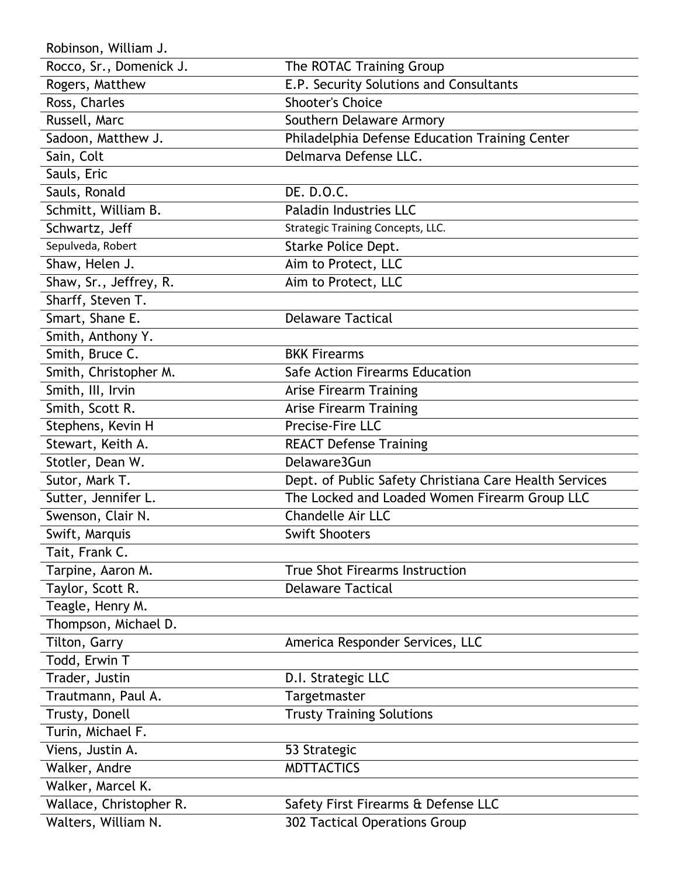| | |
|---|---|
| Robinson, William J. | |
| Rocco, Sr., Domenick J. | The ROTAC Training Group |
| Rogers, Matthew | E.P. Security Solutions and Consultants |
| Ross, Charles | Shooter's Choice |
| Russell, Marc | Southern Delaware Armory |
| Sadoon, Matthew J. | Philadelphia Defense Education Training Center |
| Sain, Colt | Delmarva Defense LLC. |
| Sauls, Eric | |
| Sauls, Ronald | DE. D.O.C. |
| Schmitt, William B. | Paladin Industries LLC |
| Schwartz, Jeff | Strategic Training Concepts, LLC. |
| Sepulveda, Robert | Starke Police Dept. |
| Shaw, Helen J. | Aim to Protect, LLC |
| Shaw, Sr., Jeffrey, R. | Aim to Protect, LLC |
| Sharff, Steven T. | |
| Smart, Shane E. | Delaware Tactical |
| Smith, Anthony Y. | |
| Smith, Bruce C. | BKK Firearms |
| Smith, Christopher M. | Safe Action Firearms Education |
| Smith, III, Irvin | Arise Firearm Training |
| Smith, Scott R. | Arise Firearm Training |
| Stephens, Kevin H | Precise-Fire LLC |
| Stewart, Keith A. | REACT Defense Training |
| Stotler, Dean W. | Delaware3Gun |
| Sutor, Mark T. | Dept. of Public Safety Christiana Care Health Services |
| Sutter, Jennifer L. | The Locked and Loaded Women Firearm Group LLC |
| Swenson, Clair N. | Chandelle Air LLC |
| Swift, Marquis | Swift Shooters |
| Tait, Frank C. | |
| Tarpine, Aaron M. | True Shot Firearms Instruction |
| Taylor, Scott R. | Delaware Tactical |
| Teagle, Henry M. | |
| Thompson, Michael D. | |
| Tilton, Garry | America Responder Services, LLC |
| Todd, Erwin T | |
| Trader, Justin | D.I. Strategic LLC |
| Trautmann, Paul A. | Targetmaster |
| Trusty, Donell | Trusty Training Solutions |
| Turin, Michael F. | |
| Viens, Justin A. | 53 Strategic |
| Walker, Andre | MDTTACTICS |
| Walker, Marcel K. | |
| Wallace, Christopher R. | Safety First Firearms & Defense LLC |
| Walters, William N. | 302 Tactical Operations Group |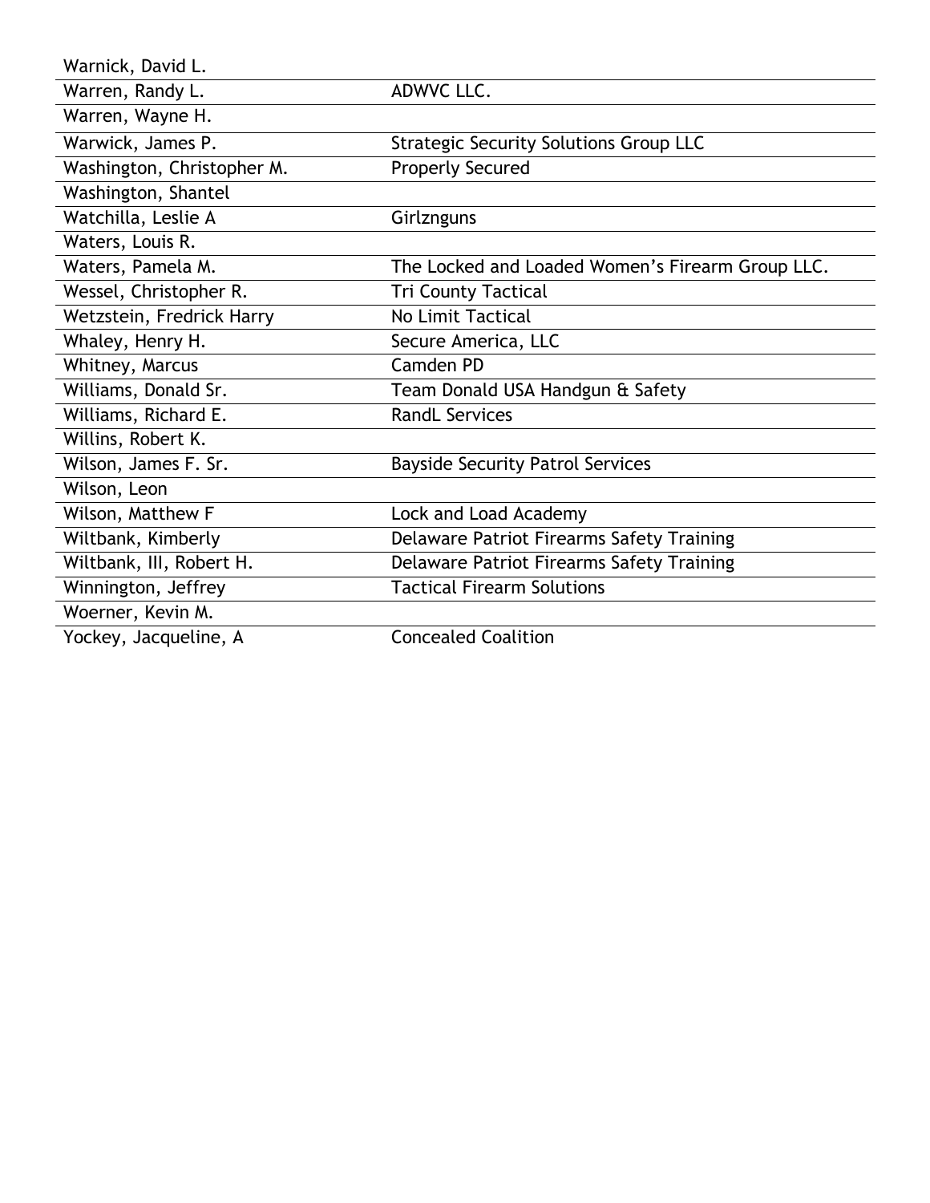| | |
|---|---|
| Warnick, David L. | |
| Warren, Randy L. | ADWVC LLC. |
| Warren, Wayne H. | |
| Warwick, James P. | Strategic Security Solutions Group LLC |
| Washington, Christopher M. | Properly Secured |
| Washington, Shantel | |
| Watchilla, Leslie A | Girlznguns |
| Waters, Louis R. | |
| Waters, Pamela M. | The Locked and Loaded Women's Firearm Group LLC. |
| Wessel, Christopher R. | Tri County Tactical |
| Wetzstein, Fredrick Harry | No Limit Tactical |
| Whaley, Henry H. | Secure America, LLC |
| Whitney, Marcus | Camden PD |
| Williams, Donald Sr. | Team Donald USA Handgun & Safety |
| Williams, Richard E. | RandL Services |
| Willins, Robert K. | |
| Wilson, James F. Sr. | Bayside Security Patrol Services |
| Wilson, Leon | |
| Wilson, Matthew F | Lock and Load Academy |
| Wiltbank, Kimberly | Delaware Patriot Firearms Safety Training |
| Wiltbank, III, Robert H. | Delaware Patriot Firearms Safety Training |
| Winnington, Jeffrey | Tactical Firearm Solutions |
| Woerner, Kevin M. | |
| Yockey, Jacqueline, A | Concealed Coalition |